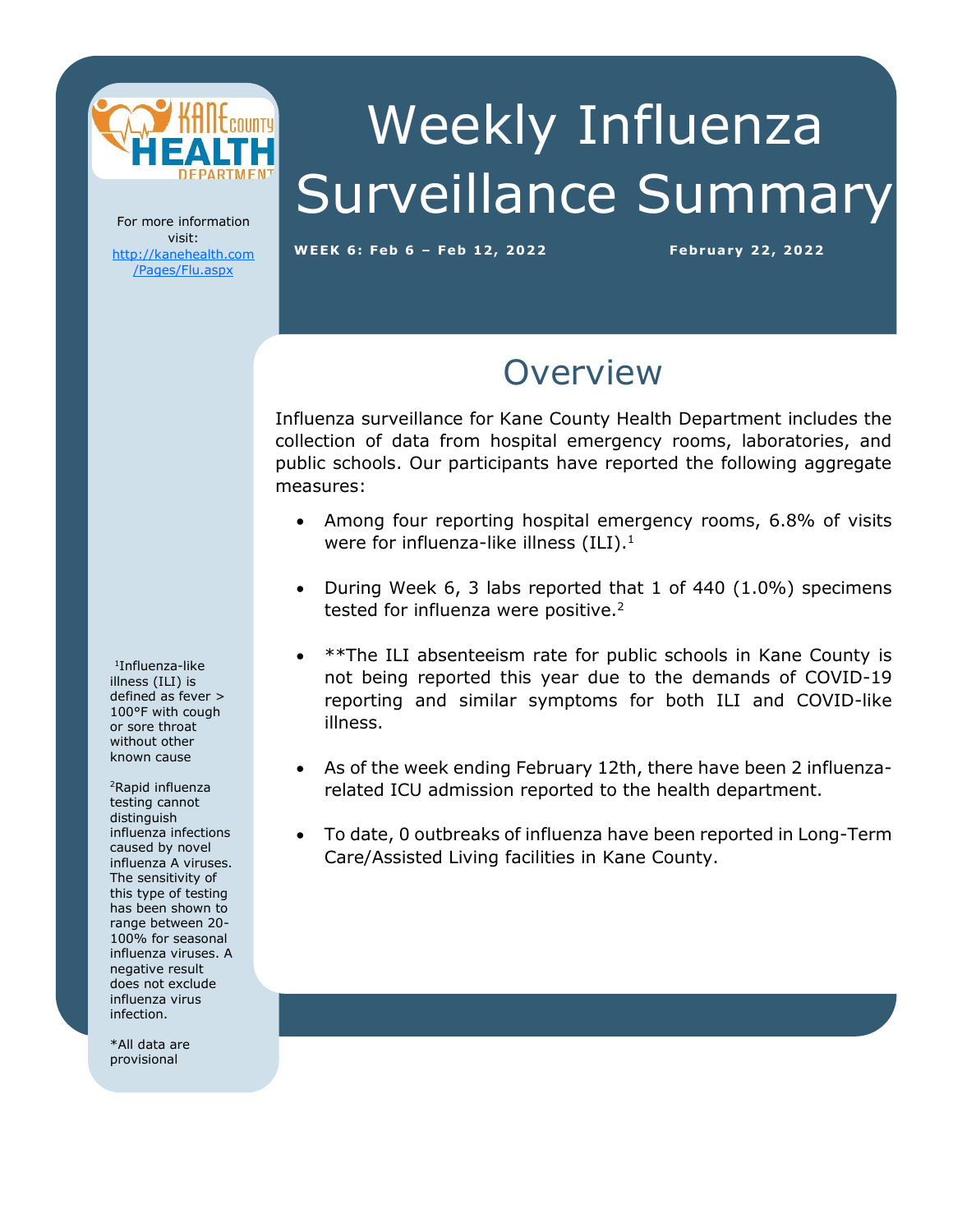# Weekly Influenza Surveillance Summary

**WEEK 6: Feb 6 – Feb 12, 2022**

**February 22, 2022**

For more information visit: http://kanehealth.com/Pages/Flu.aspx

## Overview

Influenza surveillance for Kane County Health Department includes the collection of data from hospital emergency rooms, laboratories, and public schools. Our participants have reported the following aggregate measures:

- Among four reporting hospital emergency rooms, 6.8% of visits were for influenza-like illness (ILI).[1]
- During Week 6, 3 labs reported that 1 of 440 (1.0%) specimens tested for influenza were positive.[2]
- **The ILI absenteeism rate for public schools in Kane County is not being reported this year due to the demands of COVID-19 reporting and similar symptoms for both ILI and COVID-like illness.
- As of the week ending February 12th, there have been 2 influenza-related ICU admission reported to the health department.
- To date, 0 outbreaks of influenza have been reported in Long-Term Care/Assisted Living facilities in Kane County.

[1]Influenza-like illness (ILI) is defined as fever > 100°F with cough or sore throat without other known cause

[2]Rapid influenza testing cannot distinguish influenza infections caused by novel influenza A viruses. The sensitivity of this type of testing has been shown to range between 20-100% for seasonal influenza viruses. A negative result does not exclude influenza virus infection.

*All data are provisional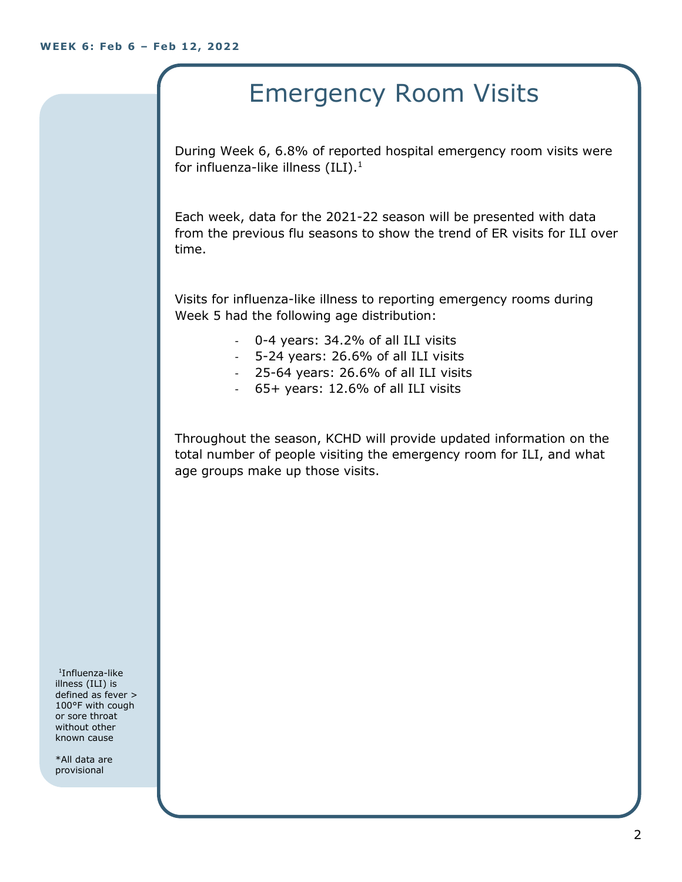# Emergency Room Visits

During Week 6, 6.8% of reported hospital emergency room visits were for influenza-like illness (ILI).[1]

Each week, data for the 2021-22 season will be presented with data from the previous flu seasons to show the trend of ER visits for ILI over time.

Visits for influenza-like illness to reporting emergency rooms during Week 5 had the following age distribution:

- 0-4 years: 34.2% of all ILI visits
- 5-24 years: 26.6% of all ILI visits
- 25-64 years: 26.6% of all ILI visits
- 65+ years: 12.6% of all ILI visits

Throughout the season, KCHD will provide updated information on the total number of people visiting the emergency room for ILI, and what age groups make up those visits.

[1]Influenza-like illness (ILI) is defined as fever > 100°F with cough or sore throat without other known cause

*All data are provisional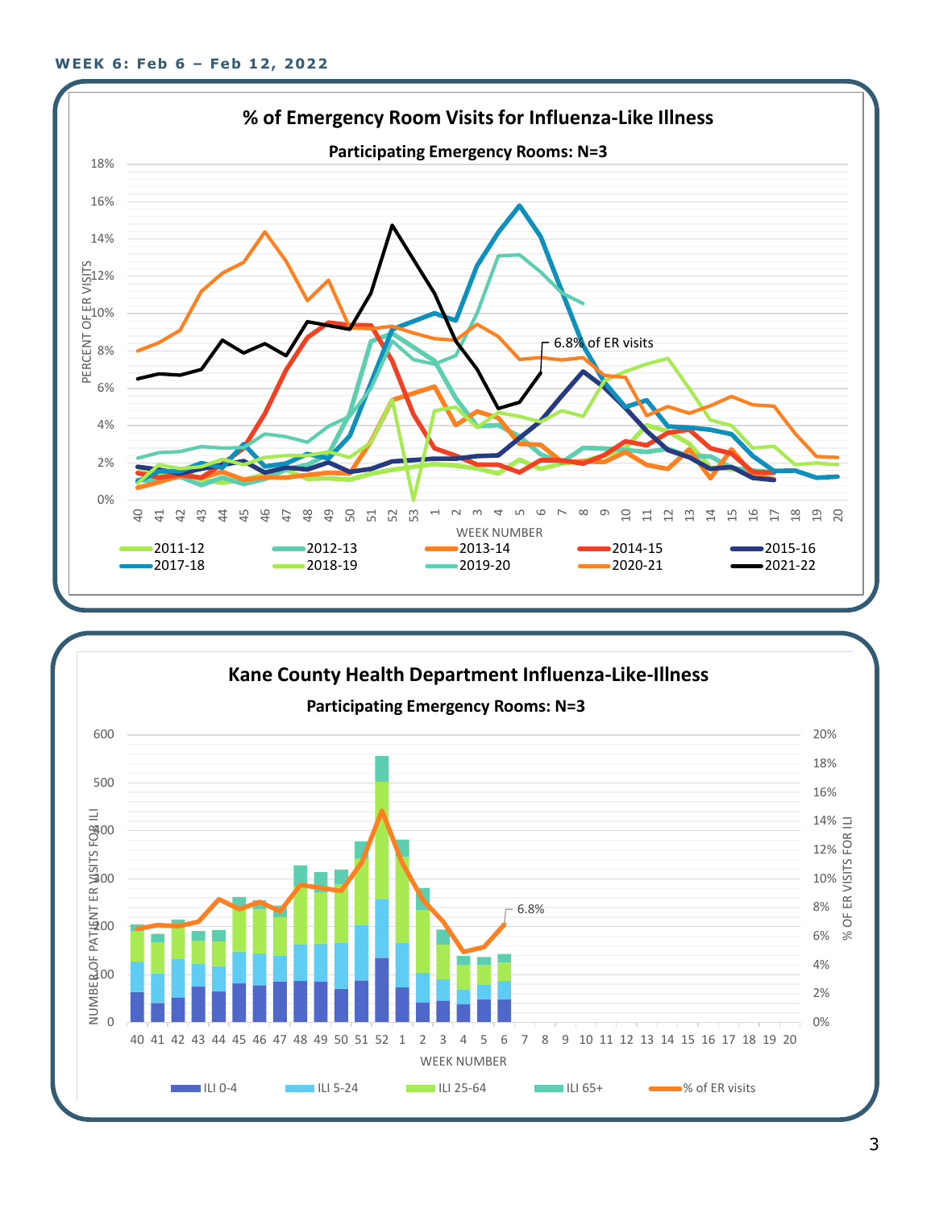**WEEK 6: Feb 6 – Feb 12, 2022**

## % of Emergency Room Visits for Influenza-Like Illness

**Participating Emergency Rooms: N=3**

PERCENT OF ER VISITS

6.8% of ER visits

WEEK NUMBER

2011-12, 2012-13, 2013-14, 2014-15, 2015-16, 2017-18, 2018-19, 2019-20, 2020-21, 2021-22

## Kane County Health Department Influenza-Like-Illness

**Participating Emergency Rooms: N=3**

NUMBER OF PATIENT ER VISITS FOR ILI

% OF ER VISITS FOR ILI

6.8%

WEEK NUMBER

ILI 0-4, ILI 5-24, ILI 25-64, ILI 65+, % of ER visits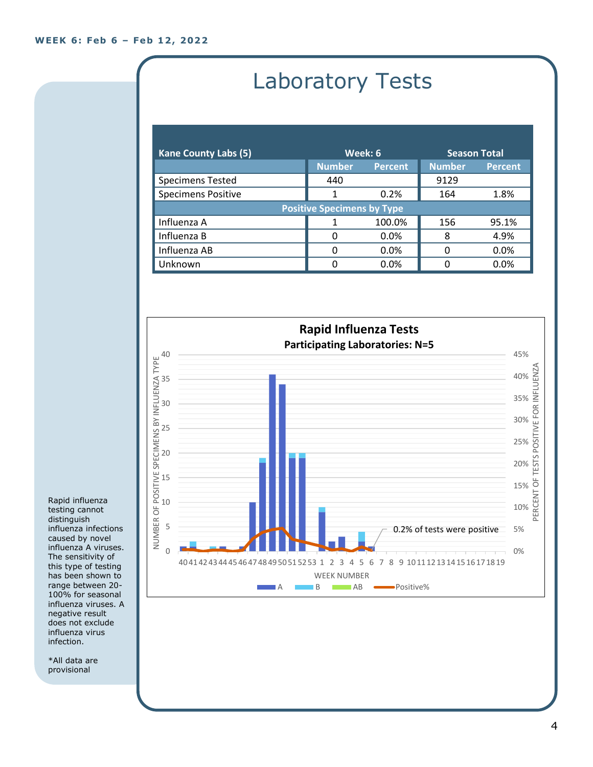WEEK 6: Feb 6 – Feb 12, 2022

# Laboratory Tests

| Kane County Labs (5) | Week: 6 | | Season Total | |
|---|---|---|---|---|
| | Number | Percent | Number | Percent |
| Specimens Tested | 440 | | 9129 | |
| Specimens Positive | 1 | 0.2% | 164 | 1.8% |
| **Positive Specimens by Type** | | | | |
| Influenza A | 1 | 100.0% | 156 | 95.1% |
| Influenza B | 0 | 0.0% | 8 | 4.9% |
| Influenza AB | 0 | 0.0% | 0 | 0.0% |
| Unknown | 0 | 0.0% | 0 | 0.0% |

**Rapid Influenza Tests**

**Participating Laboratories: N=5**

0.2% of tests were positive

Legend: A, B, AB, Positive%

Rapid influenza testing cannot distinguish influenza infections caused by novel influenza A viruses. The sensitivity of this type of testing has been shown to range between 20-100% for seasonal influenza viruses. A negative result does not exclude influenza virus infection.

*All data are provisional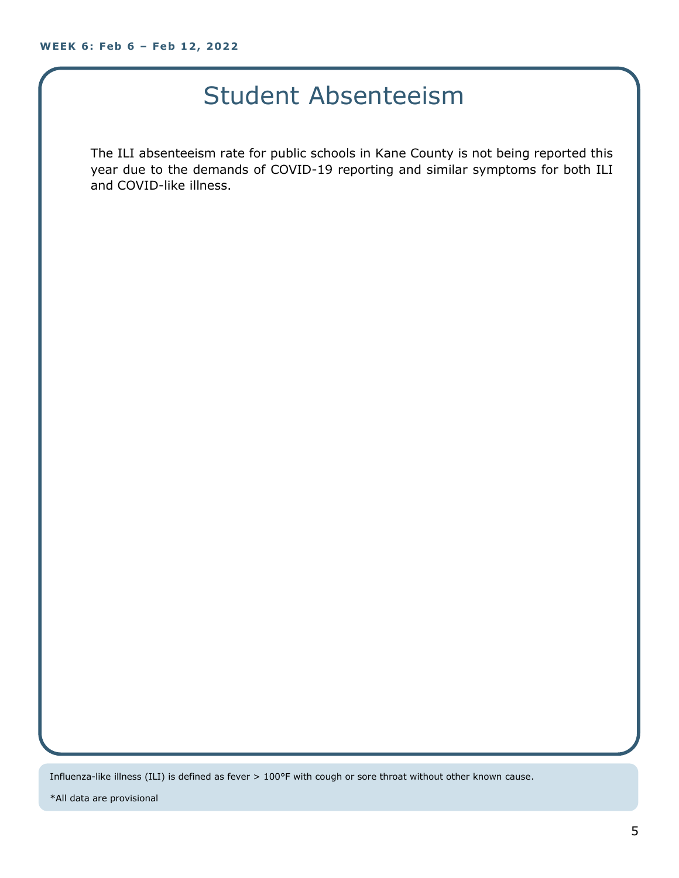# Student Absenteeism

The ILI absenteeism rate for public schools in Kane County is not being reported this year due to the demands of COVID-19 reporting and similar symptoms for both ILI and COVID-like illness.

Influenza-like illness (ILI) is defined as fever > 100°F with cough or sore throat without other known cause.

*All data are provisional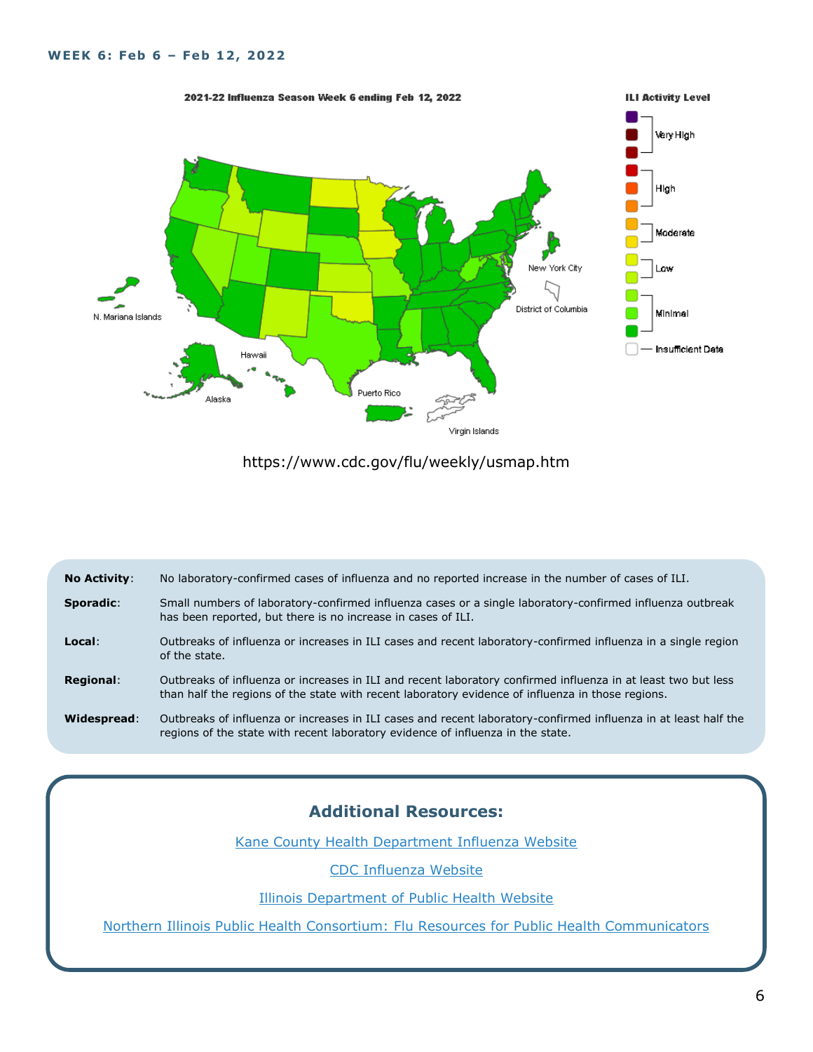**WEEK 6: Feb 6 – Feb 12, 2022**

2021-22 Influenza Season Week 6 ending Feb 12, 2022

ILI Activity Level

Very High

High

Moderate

Low

Minimal

Insufficient Data

N. Mariana Islands

New York City

District of Columbia

Hawaii

Alaska

Puerto Rico

Virgin Islands

https://www.cdc.gov/flu/weekly/usmap.htm

| | |
|---|---|
| **No Activity**: | No laboratory-confirmed cases of influenza and no reported increase in the number of cases of ILI. |
| **Sporadic**: | Small numbers of laboratory-confirmed influenza cases or a single laboratory-confirmed influenza outbreak has been reported, but there is no increase in cases of ILI. |
| **Local**: | Outbreaks of influenza or increases in ILI cases and recent laboratory-confirmed influenza in a single region of the state. |
| **Regional**: | Outbreaks of influenza or increases in ILI and recent laboratory confirmed influenza in at least two but less than half the regions of the state with recent laboratory evidence of influenza in those regions. |
| **Widespread**: | Outbreaks of influenza or increases in ILI cases and recent laboratory-confirmed influenza in at least half the regions of the state with recent laboratory evidence of influenza in the state. |

## Additional Resources:

[Kane County Health Department Influenza Website]

[CDC Influenza Website]

[Illinois Department of Public Health Website]

[Northern Illinois Public Health Consortium: Flu Resources for Public Health Communicators]